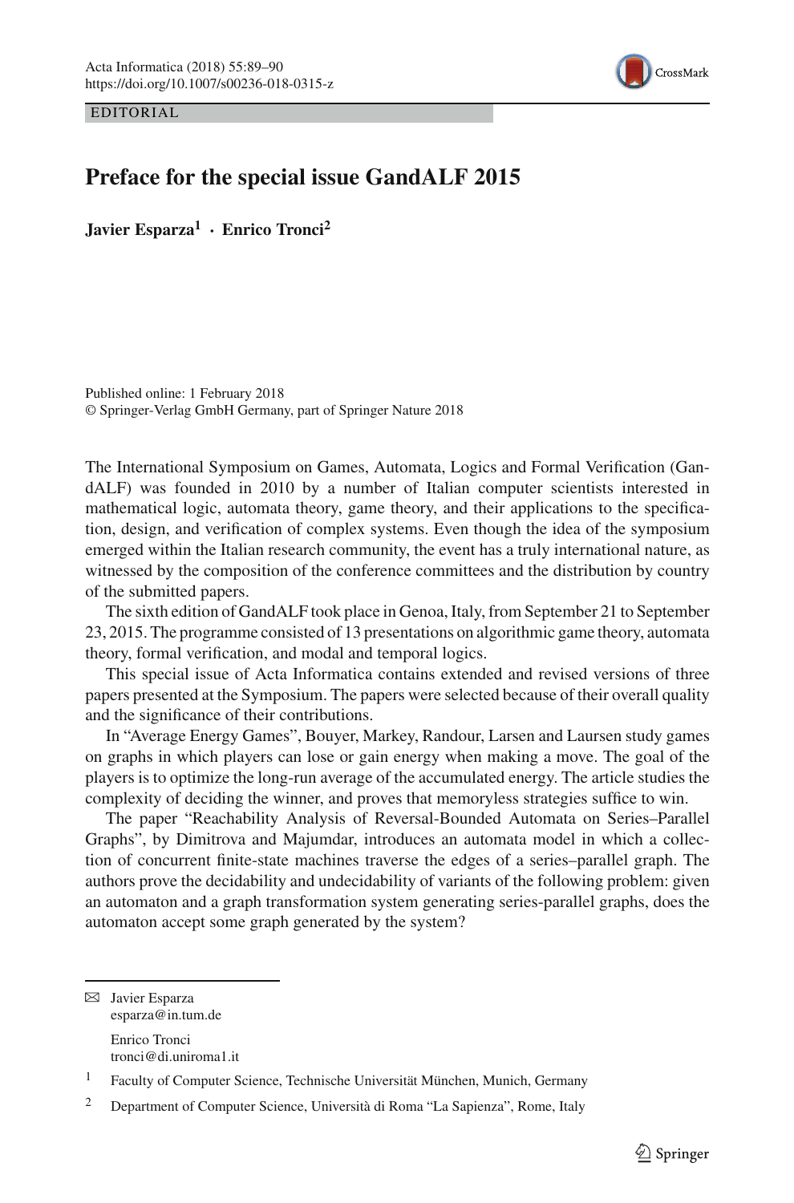EDITORIAL

# Preface for the special issue GandALF 2015

**Javier Esparza[1] · Enrico Tronci[2]**

Published online: 1 February 2018
© Springer-Verlag GmbH Germany, part of Springer Nature 2018

The International Symposium on Games, Automata, Logics and Formal Verification (GandALF) was founded in 2010 by a number of Italian computer scientists interested in mathematical logic, automata theory, game theory, and their applications to the specification, design, and verification of complex systems. Even though the idea of the symposium emerged within the Italian research community, the event has a truly international nature, as witnessed by the composition of the conference committees and the distribution by country of the submitted papers.

The sixth edition of GandALF took place in Genoa, Italy, from September 21 to September 23, 2015. The programme consisted of 13 presentations on algorithmic game theory, automata theory, formal verification, and modal and temporal logics.

This special issue of Acta Informatica contains extended and revised versions of three papers presented at the Symposium. The papers were selected because of their overall quality and the significance of their contributions.

In "Average Energy Games", Bouyer, Markey, Randour, Larsen and Laursen study games on graphs in which players can lose or gain energy when making a move. The goal of the players is to optimize the long-run average of the accumulated energy. The article studies the complexity of deciding the winner, and proves that memoryless strategies suffice to win.

The paper "Reachability Analysis of Reversal-Bounded Automata on Series–Parallel Graphs", by Dimitrova and Majumdar, introduces an automata model in which a collection of concurrent finite-state machines traverse the edges of a series–parallel graph. The authors prove the decidability and undecidability of variants of the following problem: given an automaton and a graph transformation system generating series-parallel graphs, does the automaton accept some graph generated by the system?

---

✉ Javier Esparza
esparza@in.tum.de

Enrico Tronci
tronci@di.uniroma1.it

[1] Faculty of Computer Science, Technische Universität München, Munich, Germany

[2] Department of Computer Science, Università di Roma "La Sapienza", Rome, Italy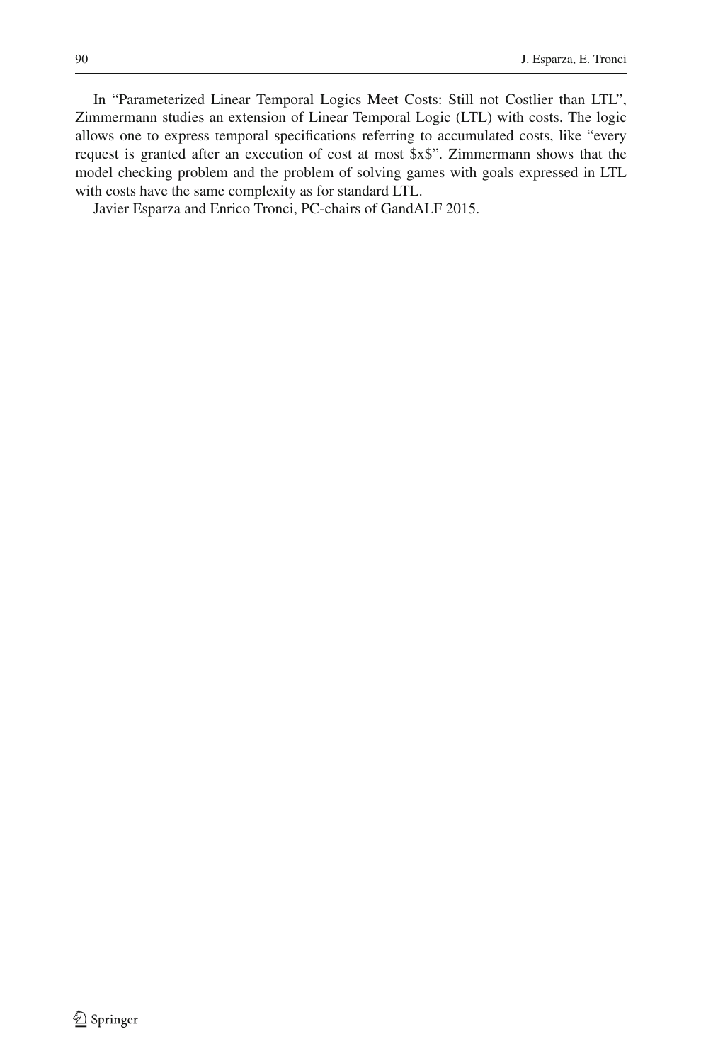In “Parameterized Linear Temporal Logics Meet Costs: Still not Costlier than LTL”, Zimmermann studies an extension of Linear Temporal Logic (LTL) with costs. The logic allows one to express temporal specifications referring to accumulated costs, like “every request is granted after an execution of cost at most $x$”. Zimmermann shows that the model checking problem and the problem of solving games with goals expressed in LTL with costs have the same complexity as for standard LTL.

Javier Esparza and Enrico Tronci, PC-chairs of GandALF 2015.